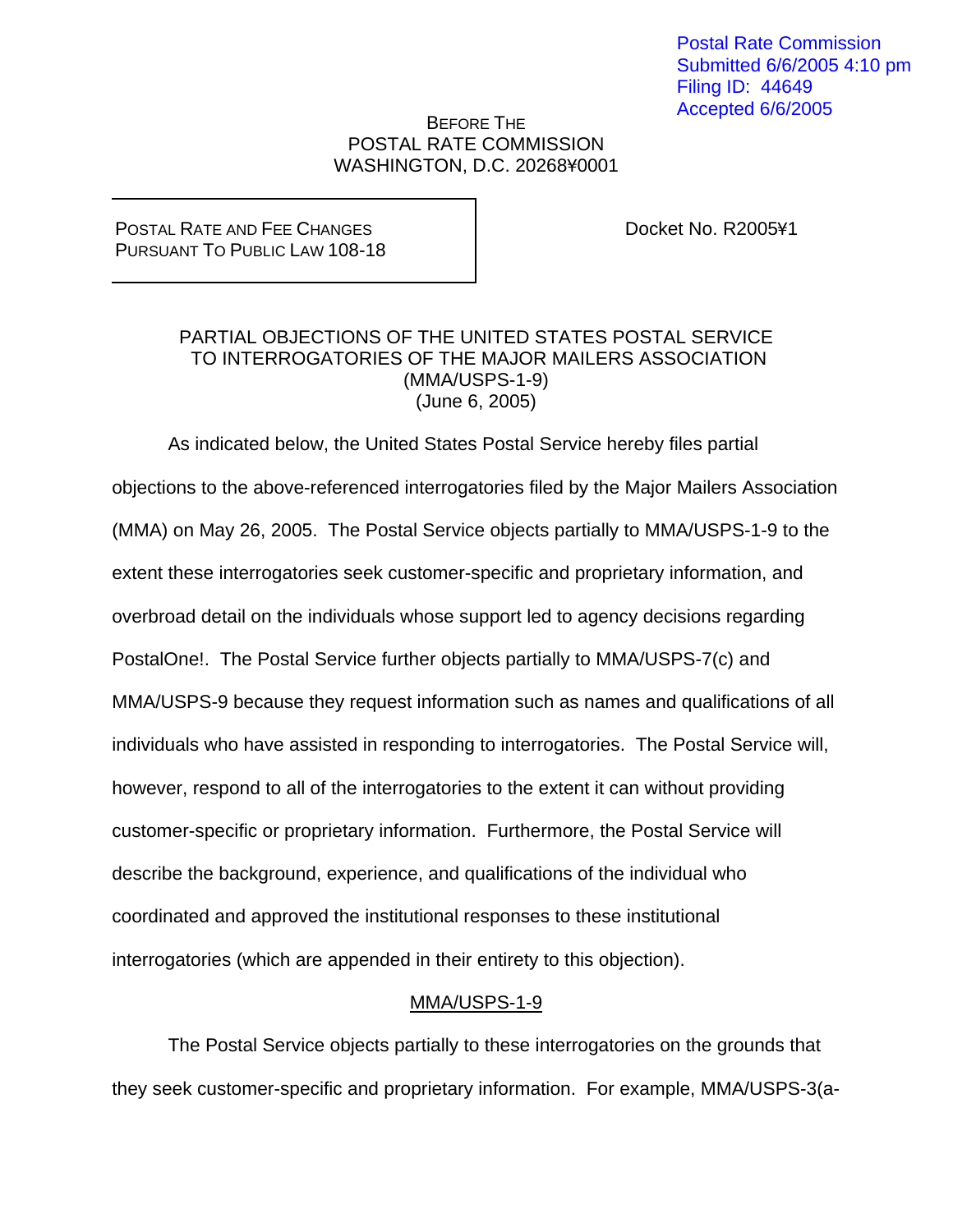Postal Rate Commission
Submitted 6/6/2005 4:10 pm
Filing ID: 44649
Accepted 6/6/2005

BEFORE THE
POSTAL RATE COMMISSION
WASHINGTON, D.C. 20268¥0001

POSTAL RATE AND FEE CHANGES
PURSUANT TO PUBLIC LAW 108-18

Docket No. R2005¥1

PARTIAL OBJECTIONS OF THE UNITED STATES POSTAL SERVICE
TO INTERROGATORIES OF THE MAJOR MAILERS ASSOCIATION
(MMA/USPS-1-9)
(June 6, 2005)

As indicated below, the United States Postal Service hereby files partial objections to the above-referenced interrogatories filed by the Major Mailers Association (MMA) on May 26, 2005. The Postal Service objects partially to MMA/USPS-1-9 to the extent these interrogatories seek customer-specific and proprietary information, and overbroad detail on the individuals whose support led to agency decisions regarding PostalOne!. The Postal Service further objects partially to MMA/USPS-7(c) and MMA/USPS-9 because they request information such as names and qualifications of all individuals who have assisted in responding to interrogatories. The Postal Service will, however, respond to all of the interrogatories to the extent it can without providing customer-specific or proprietary information. Furthermore, the Postal Service will describe the background, experience, and qualifications of the individual who coordinated and approved the institutional responses to these institutional interrogatories (which are appended in their entirety to this objection).

MMA/USPS-1-9

The Postal Service objects partially to these interrogatories on the grounds that they seek customer-specific and proprietary information. For example, MMA/USPS-3(a-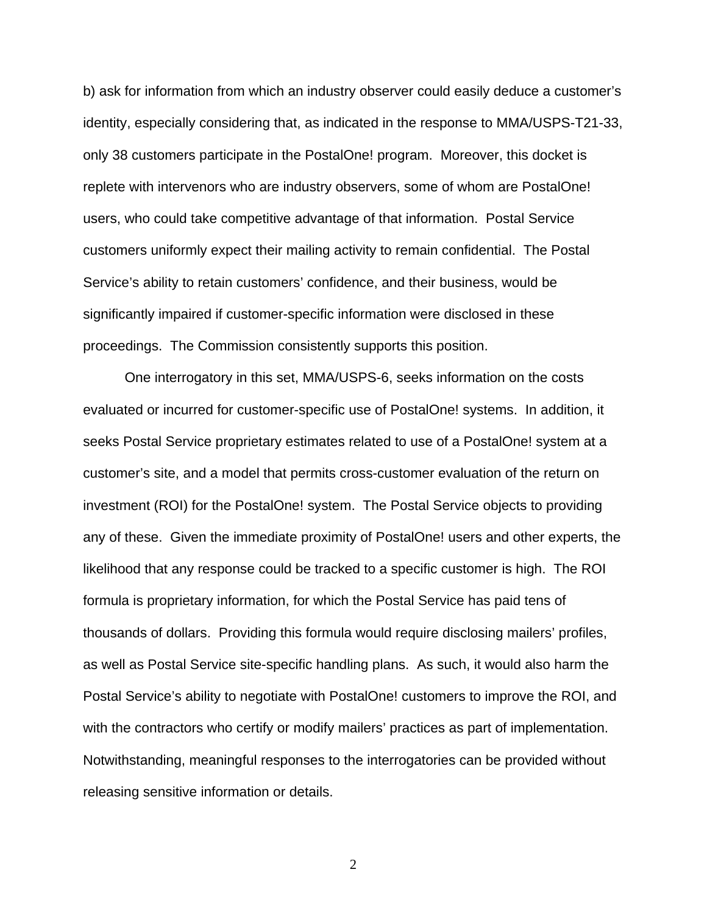b) ask for information from which an industry observer could easily deduce a customer's identity, especially considering that, as indicated in the response to MMA/USPS-T21-33, only 38 customers participate in the PostalOne! program. Moreover, this docket is replete with intervenors who are industry observers, some of whom are PostalOne! users, who could take competitive advantage of that information. Postal Service customers uniformly expect their mailing activity to remain confidential. The Postal Service's ability to retain customers' confidence, and their business, would be significantly impaired if customer-specific information were disclosed in these proceedings. The Commission consistently supports this position.

One interrogatory in this set, MMA/USPS-6, seeks information on the costs evaluated or incurred for customer-specific use of PostalOne! systems. In addition, it seeks Postal Service proprietary estimates related to use of a PostalOne! system at a customer's site, and a model that permits cross-customer evaluation of the return on investment (ROI) for the PostalOne! system. The Postal Service objects to providing any of these. Given the immediate proximity of PostalOne! users and other experts, the likelihood that any response could be tracked to a specific customer is high. The ROI formula is proprietary information, for which the Postal Service has paid tens of thousands of dollars. Providing this formula would require disclosing mailers' profiles, as well as Postal Service site-specific handling plans. As such, it would also harm the Postal Service's ability to negotiate with PostalOne! customers to improve the ROI, and with the contractors who certify or modify mailers' practices as part of implementation. Notwithstanding, meaningful responses to the interrogatories can be provided without releasing sensitive information or details.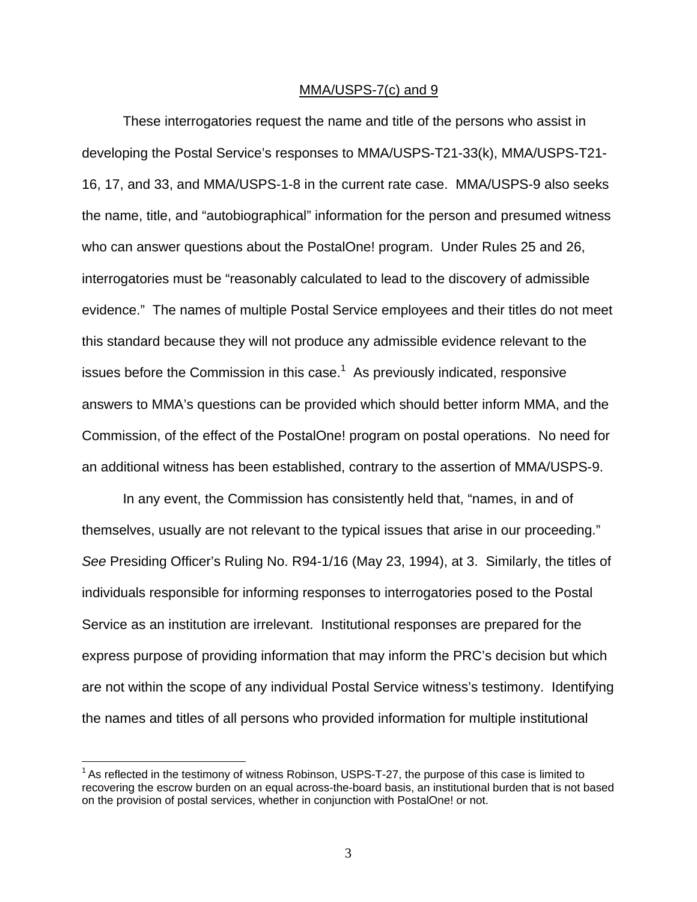MMA/USPS-7(c) and 9

These interrogatories request the name and title of the persons who assist in developing the Postal Service's responses to MMA/USPS-T21-33(k), MMA/USPS-T21-16, 17, and 33, and MMA/USPS-1-8 in the current rate case. MMA/USPS-9 also seeks the name, title, and "autobiographical" information for the person and presumed witness who can answer questions about the PostalOne! program. Under Rules 25 and 26, interrogatories must be "reasonably calculated to lead to the discovery of admissible evidence." The names of multiple Postal Service employees and their titles do not meet this standard because they will not produce any admissible evidence relevant to the issues before the Commission in this case.[1] As previously indicated, responsive answers to MMA's questions can be provided which should better inform MMA, and the Commission, of the effect of the PostalOne! program on postal operations. No need for an additional witness has been established, contrary to the assertion of MMA/USPS-9.

In any event, the Commission has consistently held that, "names, in and of themselves, usually are not relevant to the typical issues that arise in our proceeding." *See* Presiding Officer's Ruling No. R94-1/16 (May 23, 1994), at 3. Similarly, the titles of individuals responsible for informing responses to interrogatories posed to the Postal Service as an institution are irrelevant. Institutional responses are prepared for the express purpose of providing information that may inform the PRC's decision but which are not within the scope of any individual Postal Service witness's testimony. Identifying the names and titles of all persons who provided information for multiple institutional

[1] As reflected in the testimony of witness Robinson, USPS-T-27, the purpose of this case is limited to recovering the escrow burden on an equal across-the-board basis, an institutional burden that is not based on the provision of postal services, whether in conjunction with PostalOne! or not.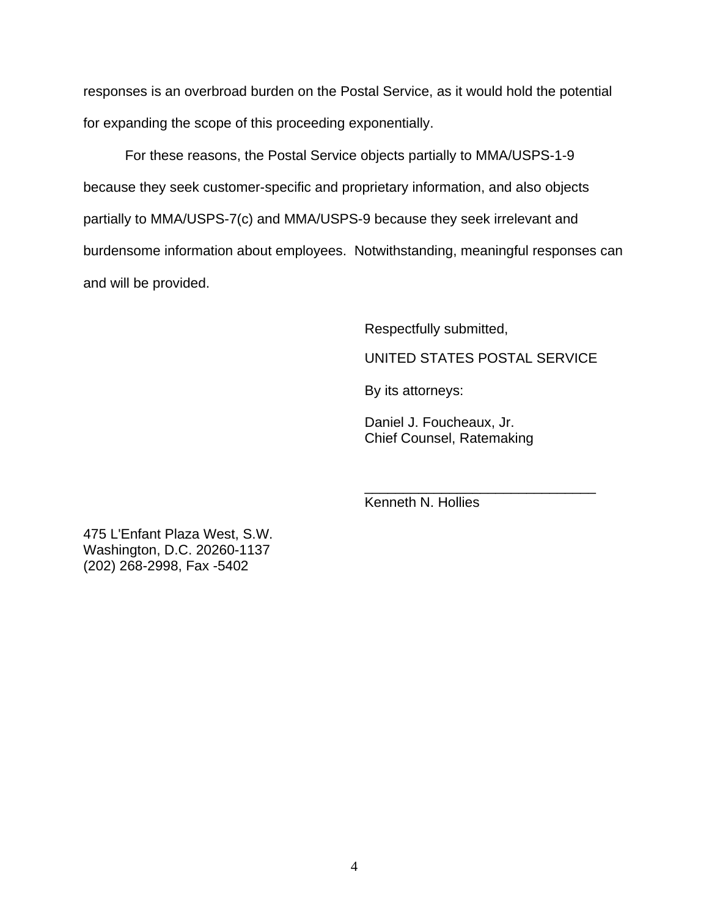responses is an overbroad burden on the Postal Service, as it would hold the potential for expanding the scope of this proceeding exponentially.

For these reasons, the Postal Service objects partially to MMA/USPS-1-9 because they seek customer-specific and proprietary information, and also objects partially to MMA/USPS-7(c) and MMA/USPS-9 because they seek irrelevant and burdensome information about employees. Notwithstanding, meaningful responses can and will be provided.

Respectfully submitted,

UNITED STATES POSTAL SERVICE

By its attorneys:

Daniel J. Foucheaux, Jr.
Chief Counsel, Ratemaking

______________________________
Kenneth N. Hollies

475 L'Enfant Plaza West, S.W.
Washington, D.C. 20260-1137
(202) 268-2998, Fax -5402